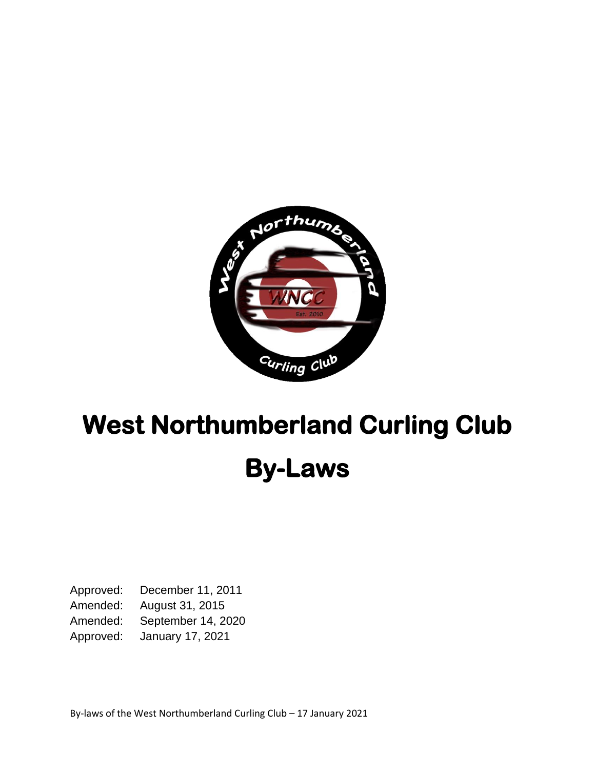# West Northumberland Curling Club

# By-Laws

| | |
|---|---|
| Approved: | December 11, 2011 |
| Amended: | August 31, 2015 |
| Amended: | September 14, 2020 |
| Approved: | January 17, 2021 |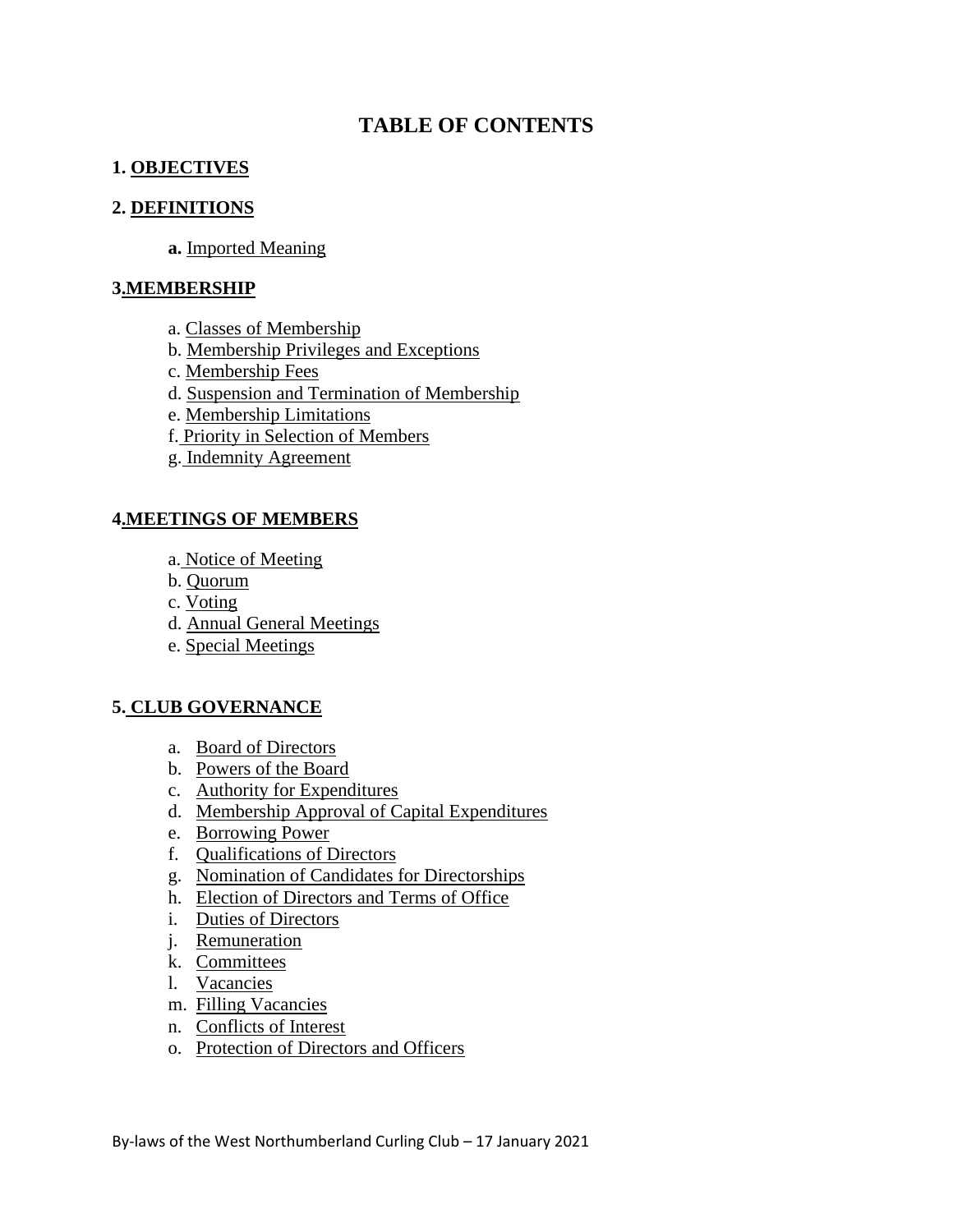# TABLE OF CONTENTS

**1. OBJECTIVES**

**2. DEFINITIONS**

- **a.** Imported Meaning

**3.MEMBERSHIP**

- a. Classes of Membership
- b. Membership Privileges and Exceptions
- c. Membership Fees
- d. Suspension and Termination of Membership
- e. Membership Limitations
- f. Priority in Selection of Members
- g. Indemnity Agreement

**4.MEETINGS OF MEMBERS**

- a. Notice of Meeting
- b. Quorum
- c. Voting
- d. Annual General Meetings
- e. Special Meetings

**5. CLUB GOVERNANCE**

- a. Board of Directors
- b. Powers of the Board
- c. Authority for Expenditures
- d. Membership Approval of Capital Expenditures
- e. Borrowing Power
- f. Qualifications of Directors
- g. Nomination of Candidates for Directorships
- h. Election of Directors and Terms of Office
- i. Duties of Directors
- j. Remuneration
- k. Committees
- l. Vacancies
- m. Filling Vacancies
- n. Conflicts of Interest
- o. Protection of Directors and Officers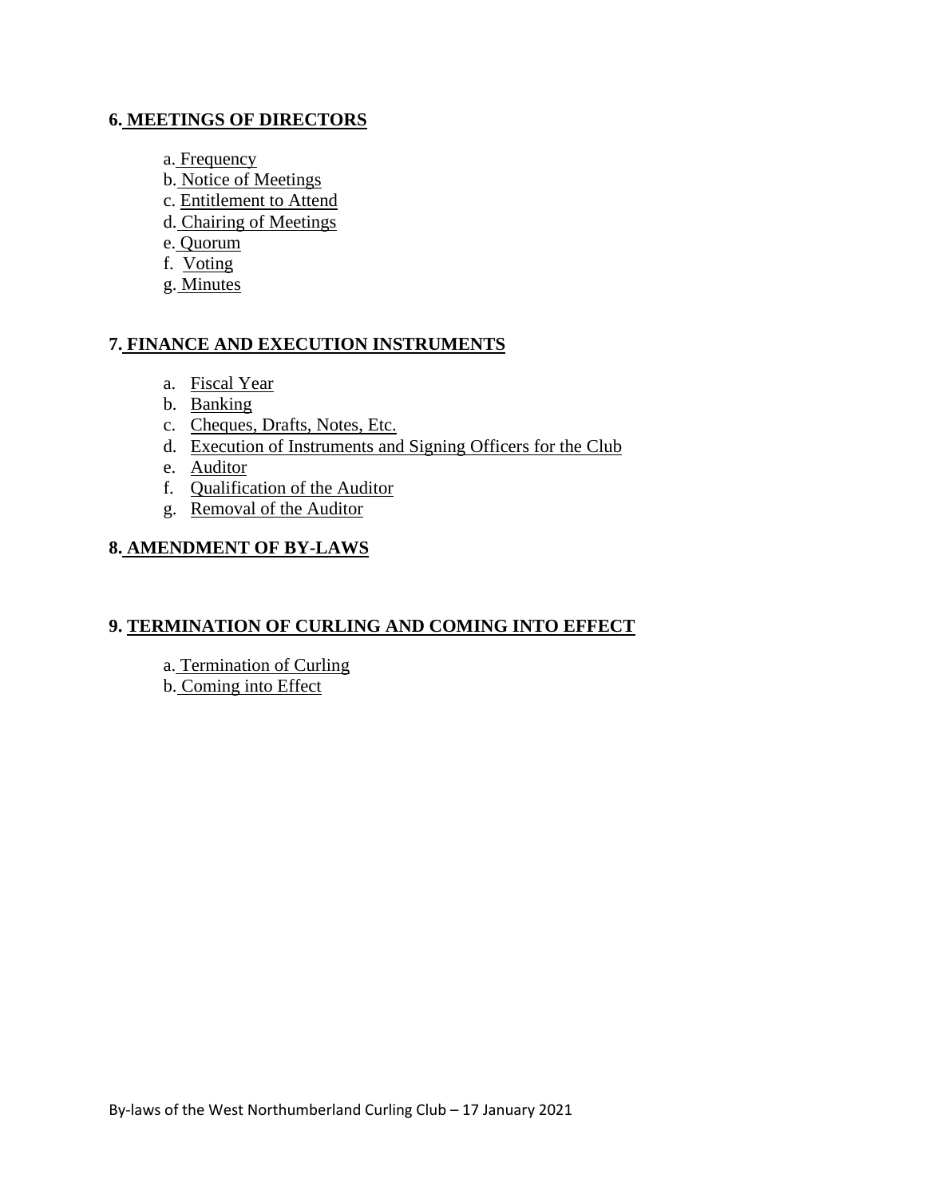## 6. MEETINGS OF DIRECTORS

a. Frequency
b. Notice of Meetings
c. Entitlement to Attend
d. Chairing of Meetings
e. Quorum
f. Voting
g. Minutes

## 7. FINANCE AND EXECUTION INSTRUMENTS

a. Fiscal Year
b. Banking
c. Cheques, Drafts, Notes, Etc.
d. Execution of Instruments and Signing Officers for the Club
e. Auditor
f. Qualification of the Auditor
g. Removal of the Auditor

## 8. AMENDMENT OF BY-LAWS

## 9. TERMINATION OF CURLING AND COMING INTO EFFECT

a. Termination of Curling
b. Coming into Effect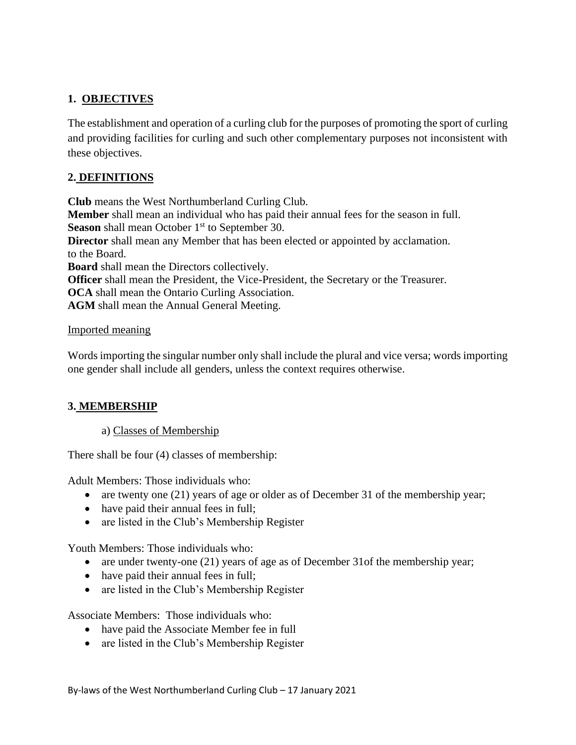## 1. OBJECTIVES

The establishment and operation of a curling club for the purposes of promoting the sport of curling and providing facilities for curling and such other complementary purposes not inconsistent with these objectives.

## 2. DEFINITIONS

**Club** means the West Northumberland Curling Club.
**Member** shall mean an individual who has paid their annual fees for the season in full.
**Season** shall mean October 1st to September 30.
**Director** shall mean any Member that has been elected or appointed by acclamation. to the Board.
**Board** shall mean the Directors collectively.
**Officer** shall mean the President, the Vice-President, the Secretary or the Treasurer.
**OCA** shall mean the Ontario Curling Association.
**AGM** shall mean the Annual General Meeting.

Imported meaning

Words importing the singular number only shall include the plural and vice versa; words importing one gender shall include all genders, unless the context requires otherwise.

## 3. MEMBERSHIP

a) Classes of Membership

There shall be four (4) classes of membership:

Adult Members: Those individuals who:

- are twenty one (21) years of age or older as of December 31 of the membership year;
- have paid their annual fees in full;
- are listed in the Club's Membership Register

Youth Members: Those individuals who:

- are under twenty-one (21) years of age as of December 31of the membership year;
- have paid their annual fees in full;
- are listed in the Club's Membership Register

Associate Members: Those individuals who:

- have paid the Associate Member fee in full
- are listed in the Club's Membership Register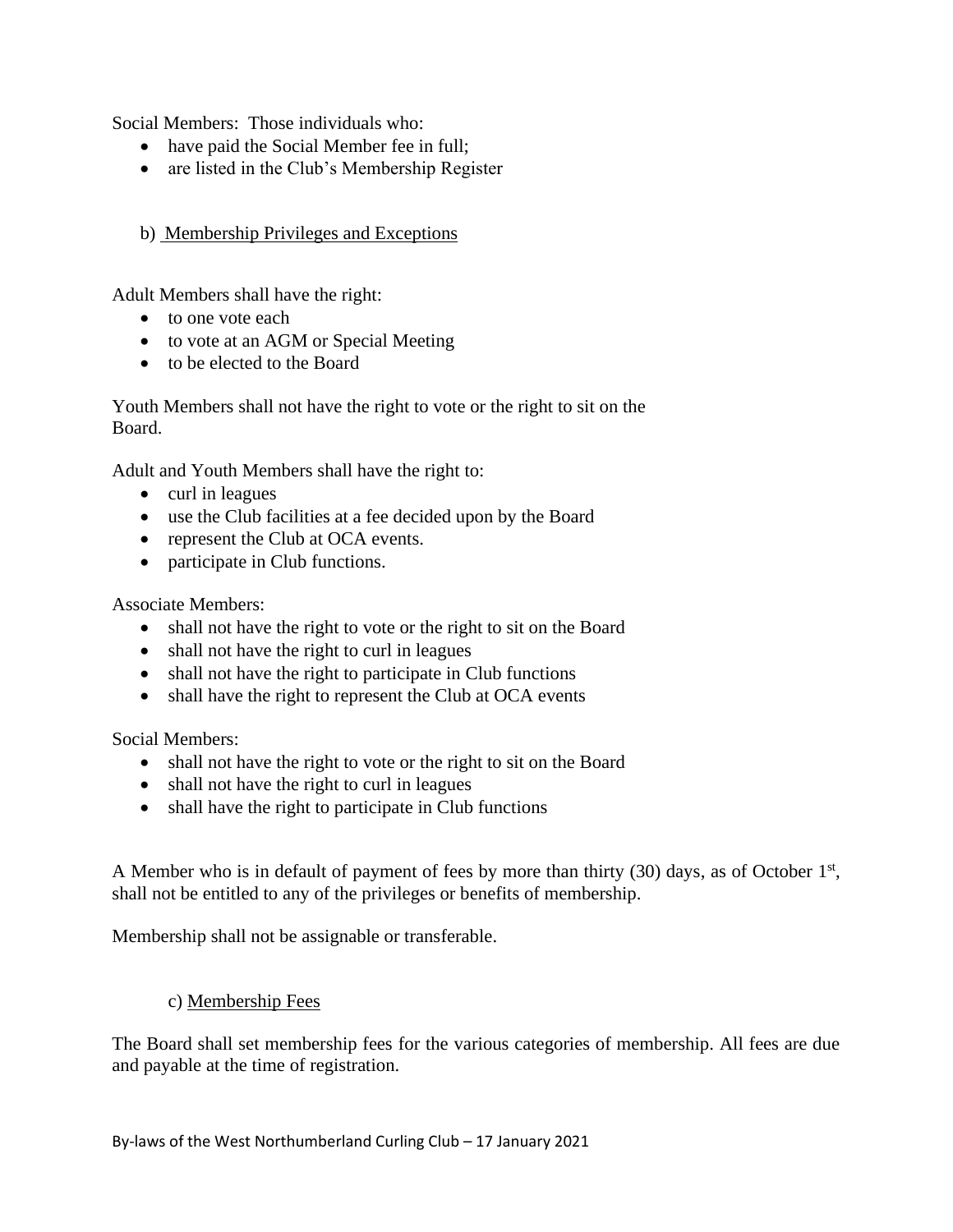Social Members: Those individuals who:

- have paid the Social Member fee in full;
- are listed in the Club's Membership Register

b) Membership Privileges and Exceptions

Adult Members shall have the right:

- to one vote each
- to vote at an AGM or Special Meeting
- to be elected to the Board

Youth Members shall not have the right to vote or the right to sit on the Board.

Adult and Youth Members shall have the right to:

- curl in leagues
- use the Club facilities at a fee decided upon by the Board
- represent the Club at OCA events.
- participate in Club functions.

Associate Members:

- shall not have the right to vote or the right to sit on the Board
- shall not have the right to curl in leagues
- shall not have the right to participate in Club functions
- shall have the right to represent the Club at OCA events

Social Members:

- shall not have the right to vote or the right to sit on the Board
- shall not have the right to curl in leagues
- shall have the right to participate in Club functions

A Member who is in default of payment of fees by more than thirty (30) days, as of October 1st, shall not be entitled to any of the privileges or benefits of membership.

Membership shall not be assignable or transferable.

c) Membership Fees

The Board shall set membership fees for the various categories of membership. All fees are due and payable at the time of registration.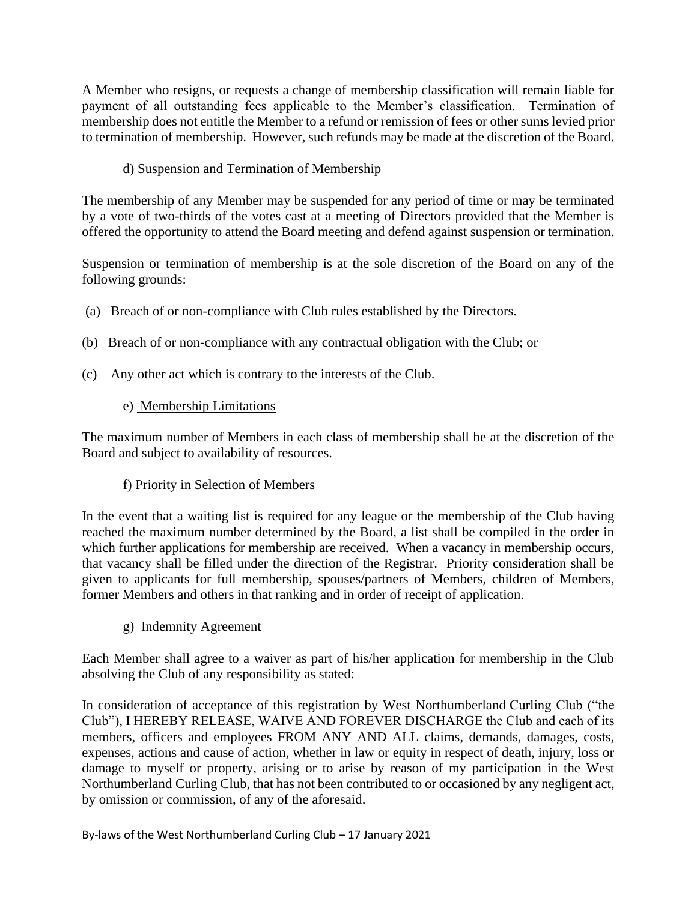A Member who resigns, or requests a change of membership classification will remain liable for payment of all outstanding fees applicable to the Member's classification. Termination of membership does not entitle the Member to a refund or remission of fees or other sums levied prior to termination of membership. However, such refunds may be made at the discretion of the Board.

d) Suspension and Termination of Membership

The membership of any Member may be suspended for any period of time or may be terminated by a vote of two-thirds of the votes cast at a meeting of Directors provided that the Member is offered the opportunity to attend the Board meeting and defend against suspension or termination.

Suspension or termination of membership is at the sole discretion of the Board on any of the following grounds:

(a) Breach of or non-compliance with Club rules established by the Directors.

(b) Breach of or non-compliance with any contractual obligation with the Club; or

(c) Any other act which is contrary to the interests of the Club.

e) Membership Limitations

The maximum number of Members in each class of membership shall be at the discretion of the Board and subject to availability of resources.

f) Priority in Selection of Members

In the event that a waiting list is required for any league or the membership of the Club having reached the maximum number determined by the Board, a list shall be compiled in the order in which further applications for membership are received. When a vacancy in membership occurs, that vacancy shall be filled under the direction of the Registrar. Priority consideration shall be given to applicants for full membership, spouses/partners of Members, children of Members, former Members and others in that ranking and in order of receipt of application.

g) Indemnity Agreement

Each Member shall agree to a waiver as part of his/her application for membership in the Club absolving the Club of any responsibility as stated:

In consideration of acceptance of this registration by West Northumberland Curling Club ("the Club"), I HEREBY RELEASE, WAIVE AND FOREVER DISCHARGE the Club and each of its members, officers and employees FROM ANY AND ALL claims, demands, damages, costs, expenses, actions and cause of action, whether in law or equity in respect of death, injury, loss or damage to myself or property, arising or to arise by reason of my participation in the West Northumberland Curling Club, that has not been contributed to or occasioned by any negligent act, by omission or commission, of any of the aforesaid.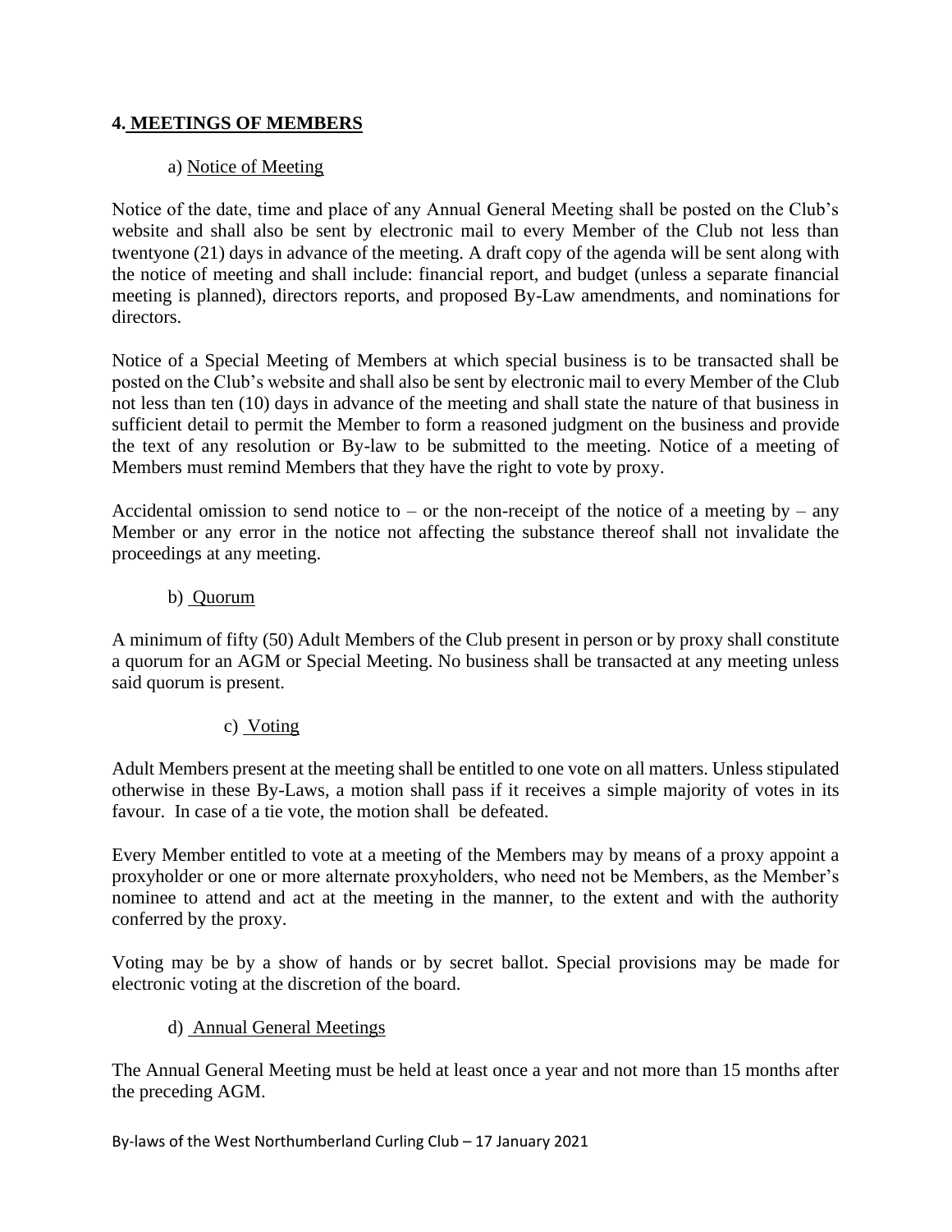## 4. MEETINGS OF MEMBERS

### a) Notice of Meeting

Notice of the date, time and place of any Annual General Meeting shall be posted on the Club's website and shall also be sent by electronic mail to every Member of the Club not less than twentyone (21) days in advance of the meeting. A draft copy of the agenda will be sent along with the notice of meeting and shall include: financial report, and budget (unless a separate financial meeting is planned), directors reports, and proposed By-Law amendments, and nominations for directors.

Notice of a Special Meeting of Members at which special business is to be transacted shall be posted on the Club's website and shall also be sent by electronic mail to every Member of the Club not less than ten (10) days in advance of the meeting and shall state the nature of that business in sufficient detail to permit the Member to form a reasoned judgment on the business and provide the text of any resolution or By-law to be submitted to the meeting. Notice of a meeting of Members must remind Members that they have the right to vote by proxy.

Accidental omission to send notice to – or the non-receipt of the notice of a meeting by – any Member or any error in the notice not affecting the substance thereof shall not invalidate the proceedings at any meeting.

### b) Quorum

A minimum of fifty (50) Adult Members of the Club present in person or by proxy shall constitute a quorum for an AGM or Special Meeting. No business shall be transacted at any meeting unless said quorum is present.

### c) Voting

Adult Members present at the meeting shall be entitled to one vote on all matters. Unless stipulated otherwise in these By-Laws, a motion shall pass if it receives a simple majority of votes in its favour. In case of a tie vote, the motion shall be defeated.

Every Member entitled to vote at a meeting of the Members may by means of a proxy appoint a proxyholder or one or more alternate proxyholders, who need not be Members, as the Member's nominee to attend and act at the meeting in the manner, to the extent and with the authority conferred by the proxy.

Voting may be by a show of hands or by secret ballot. Special provisions may be made for electronic voting at the discretion of the board.

### d) Annual General Meetings

The Annual General Meeting must be held at least once a year and not more than 15 months after the preceding AGM.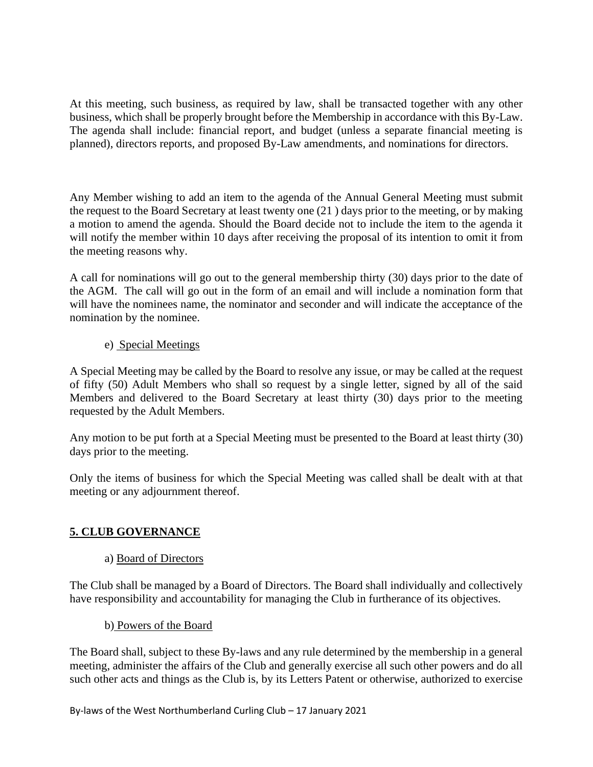At this meeting, such business, as required by law, shall be transacted together with any other business, which shall be properly brought before the Membership in accordance with this By-Law. The agenda shall include: financial report, and budget (unless a separate financial meeting is planned), directors reports, and proposed By-Law amendments, and nominations for directors.

Any Member wishing to add an item to the agenda of the Annual General Meeting must submit the request to the Board Secretary at least twenty one (21 ) days prior to the meeting, or by making a motion to amend the agenda. Should the Board decide not to include the item to the agenda it will notify the member within 10 days after receiving the proposal of its intention to omit it from the meeting reasons why.

A call for nominations will go out to the general membership thirty (30) days prior to the date of the AGM. The call will go out in the form of an email and will include a nomination form that will have the nominees name, the nominator and seconder and will indicate the acceptance of the nomination by the nominee.

e) Special Meetings

A Special Meeting may be called by the Board to resolve any issue, or may be called at the request of fifty (50) Adult Members who shall so request by a single letter, signed by all of the said Members and delivered to the Board Secretary at least thirty (30) days prior to the meeting requested by the Adult Members.

Any motion to be put forth at a Special Meeting must be presented to the Board at least thirty (30) days prior to the meeting.

Only the items of business for which the Special Meeting was called shall be dealt with at that meeting or any adjournment thereof.

## 5. CLUB GOVERNANCE

a) Board of Directors

The Club shall be managed by a Board of Directors. The Board shall individually and collectively have responsibility and accountability for managing the Club in furtherance of its objectives.

b) Powers of the Board

The Board shall, subject to these By-laws and any rule determined by the membership in a general meeting, administer the affairs of the Club and generally exercise all such other powers and do all such other acts and things as the Club is, by its Letters Patent or otherwise, authorized to exercise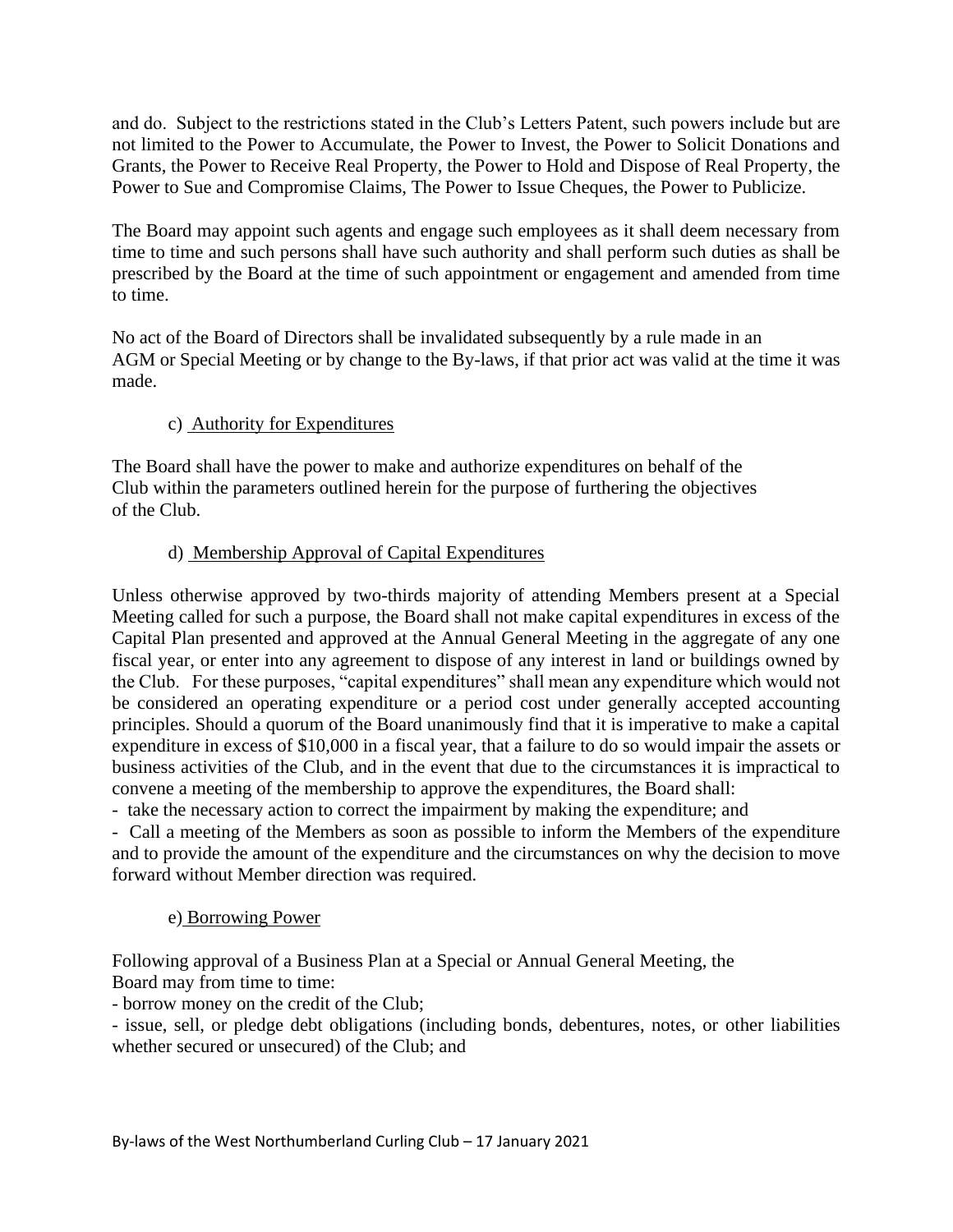and do. Subject to the restrictions stated in the Club's Letters Patent, such powers include but are not limited to the Power to Accumulate, the Power to Invest, the Power to Solicit Donations and Grants, the Power to Receive Real Property, the Power to Hold and Dispose of Real Property, the Power to Sue and Compromise Claims, The Power to Issue Cheques, the Power to Publicize.

The Board may appoint such agents and engage such employees as it shall deem necessary from time to time and such persons shall have such authority and shall perform such duties as shall be prescribed by the Board at the time of such appointment or engagement and amended from time to time.

No act of the Board of Directors shall be invalidated subsequently by a rule made in an AGM or Special Meeting or by change to the By-laws, if that prior act was valid at the time it was made.

c) Authority for Expenditures

The Board shall have the power to make and authorize expenditures on behalf of the Club within the parameters outlined herein for the purpose of furthering the objectives of the Club.

d) Membership Approval of Capital Expenditures

Unless otherwise approved by two-thirds majority of attending Members present at a Special Meeting called for such a purpose, the Board shall not make capital expenditures in excess of the Capital Plan presented and approved at the Annual General Meeting in the aggregate of any one fiscal year, or enter into any agreement to dispose of any interest in land or buildings owned by the Club. For these purposes, "capital expenditures" shall mean any expenditure which would not be considered an operating expenditure or a period cost under generally accepted accounting principles. Should a quorum of the Board unanimously find that it is imperative to make a capital expenditure in excess of $10,000 in a fiscal year, that a failure to do so would impair the assets or business activities of the Club, and in the event that due to the circumstances it is impractical to convene a meeting of the membership to approve the expenditures, the Board shall:

- take the necessary action to correct the impairment by making the expenditure; and
- Call a meeting of the Members as soon as possible to inform the Members of the expenditure and to provide the amount of the expenditure and the circumstances on why the decision to move forward without Member direction was required.

e) Borrowing Power

Following approval of a Business Plan at a Special or Annual General Meeting, the Board may from time to time:

- borrow money on the credit of the Club;
- issue, sell, or pledge debt obligations (including bonds, debentures, notes, or other liabilities whether secured or unsecured) of the Club; and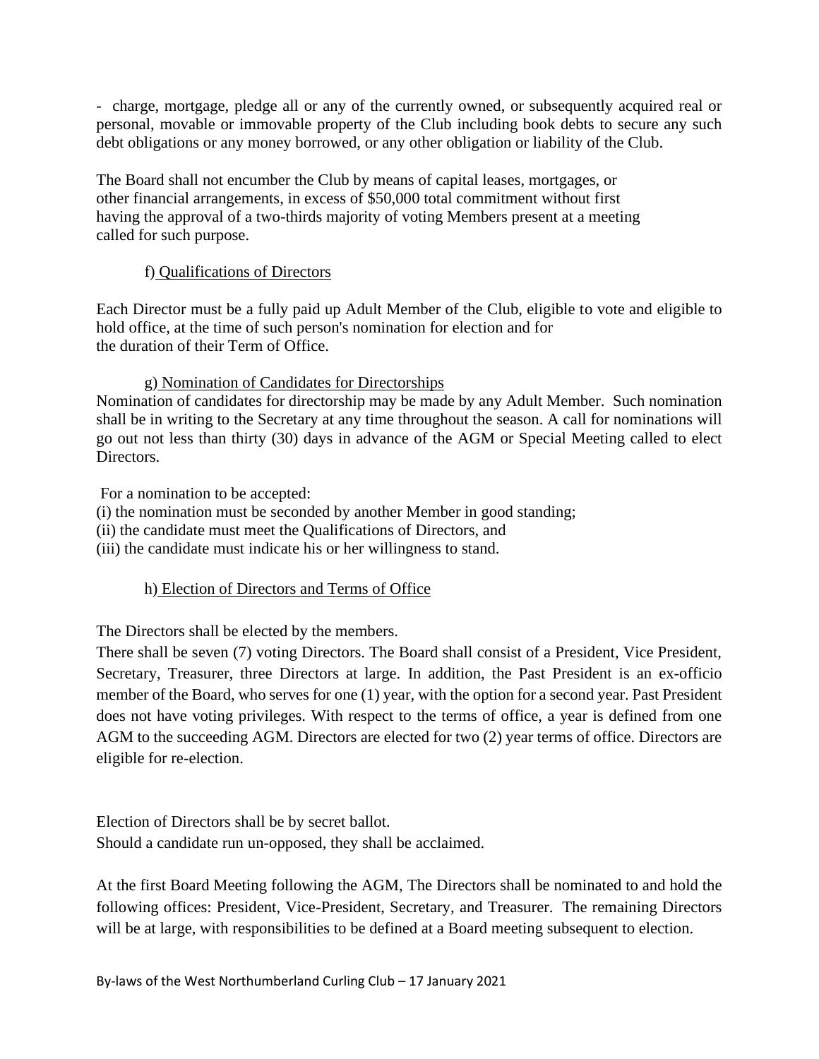- charge, mortgage, pledge all or any of the currently owned, or subsequently acquired real or personal, movable or immovable property of the Club including book debts to secure any such debt obligations or any money borrowed, or any other obligation or liability of the Club.

The Board shall not encumber the Club by means of capital leases, mortgages, or other financial arrangements, in excess of $50,000 total commitment without first having the approval of a two-thirds majority of voting Members present at a meeting called for such purpose.

f) Qualifications of Directors

Each Director must be a fully paid up Adult Member of the Club, eligible to vote and eligible to hold office, at the time of such person's nomination for election and for the duration of their Term of Office.

g) Nomination of Candidates for Directorships

Nomination of candidates for directorship may be made by any Adult Member. Such nomination shall be in writing to the Secretary at any time throughout the season. A call for nominations will go out not less than thirty (30) days in advance of the AGM or Special Meeting called to elect Directors.

For a nomination to be accepted:

(i) the nomination must be seconded by another Member in good standing;
(ii) the candidate must meet the Qualifications of Directors, and
(iii) the candidate must indicate his or her willingness to stand.

h) Election of Directors and Terms of Office

The Directors shall be elected by the members.

There shall be seven (7) voting Directors. The Board shall consist of a President, Vice President, Secretary, Treasurer, three Directors at large. In addition, the Past President is an ex-officio member of the Board, who serves for one (1) year, with the option for a second year. Past President does not have voting privileges. With respect to the terms of office, a year is defined from one AGM to the succeeding AGM. Directors are elected for two (2) year terms of office. Directors are eligible for re-election.

Election of Directors shall be by secret ballot.
Should a candidate run un-opposed, they shall be acclaimed.

At the first Board Meeting following the AGM, The Directors shall be nominated to and hold the following offices: President, Vice-President, Secretary, and Treasurer. The remaining Directors will be at large, with responsibilities to be defined at a Board meeting subsequent to election.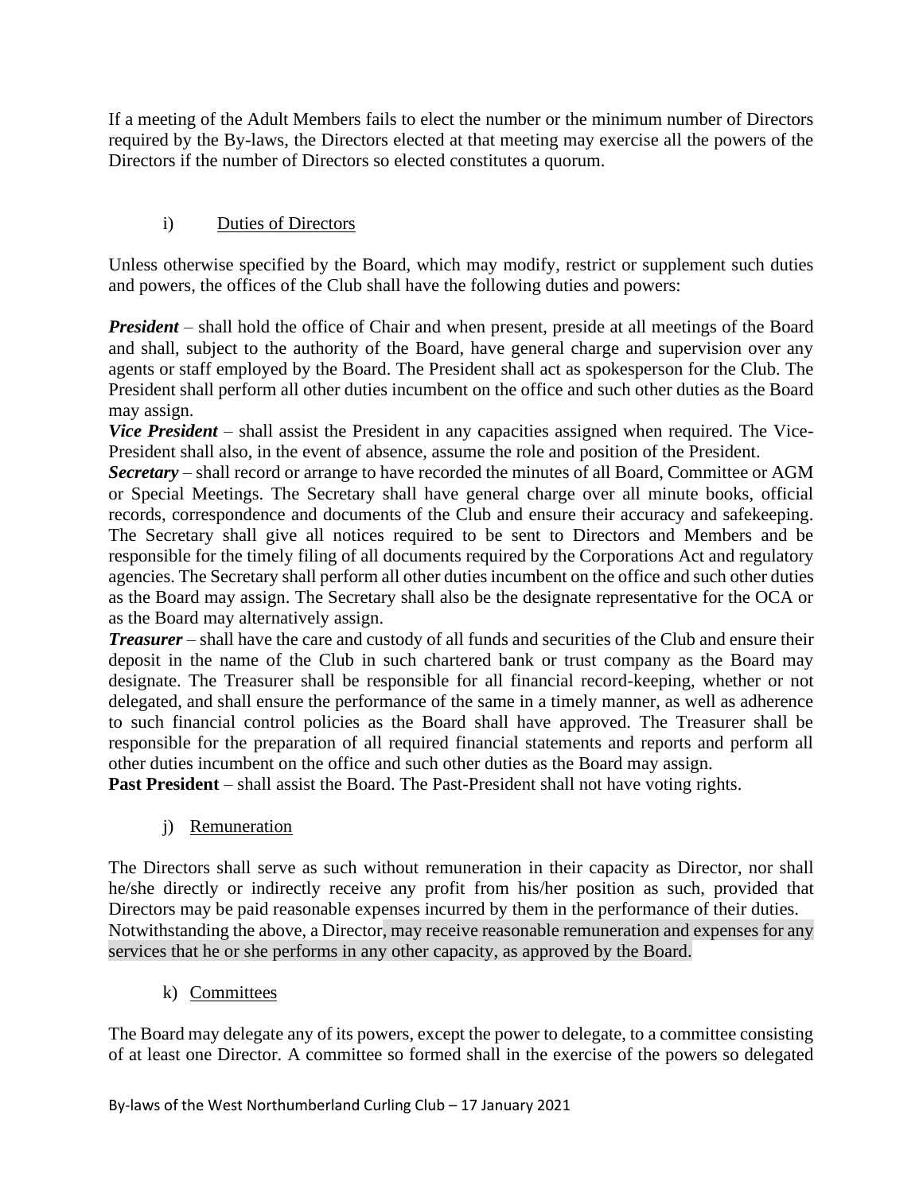If a meeting of the Adult Members fails to elect the number or the minimum number of Directors required by the By-laws, the Directors elected at that meeting may exercise all the powers of the Directors if the number of Directors so elected constitutes a quorum.

i) Duties of Directors

Unless otherwise specified by the Board, which may modify, restrict or supplement such duties and powers, the offices of the Club shall have the following duties and powers:

***President*** – shall hold the office of Chair and when present, preside at all meetings of the Board and shall, subject to the authority of the Board, have general charge and supervision over any agents or staff employed by the Board. The President shall act as spokesperson for the Club. The President shall perform all other duties incumbent on the office and such other duties as the Board may assign.
***Vice President*** – shall assist the President in any capacities assigned when required. The Vice-President shall also, in the event of absence, assume the role and position of the President.
***Secretary*** – shall record or arrange to have recorded the minutes of all Board, Committee or AGM or Special Meetings. The Secretary shall have general charge over all minute books, official records, correspondence and documents of the Club and ensure their accuracy and safekeeping. The Secretary shall give all notices required to be sent to Directors and Members and be responsible for the timely filing of all documents required by the Corporations Act and regulatory agencies. The Secretary shall perform all other duties incumbent on the office and such other duties as the Board may assign. The Secretary shall also be the designate representative for the OCA or as the Board may alternatively assign.
***Treasurer*** – shall have the care and custody of all funds and securities of the Club and ensure their deposit in the name of the Club in such chartered bank or trust company as the Board may designate. The Treasurer shall be responsible for all financial record-keeping, whether or not delegated, and shall ensure the performance of the same in a timely manner, as well as adherence to such financial control policies as the Board shall have approved. The Treasurer shall be responsible for the preparation of all required financial statements and reports and perform all other duties incumbent on the office and such other duties as the Board may assign.
**Past President** – shall assist the Board. The Past-President shall not have voting rights.

j) Remuneration

The Directors shall serve as such without remuneration in their capacity as Director, nor shall he/she directly or indirectly receive any profit from his/her position as such, provided that Directors may be paid reasonable expenses incurred by them in the performance of their duties.
Notwithstanding the above, a Director, may receive reasonable remuneration and expenses for any services that he or she performs in any other capacity, as approved by the Board.

k) Committees

The Board may delegate any of its powers, except the power to delegate, to a committee consisting of at least one Director. A committee so formed shall in the exercise of the powers so delegated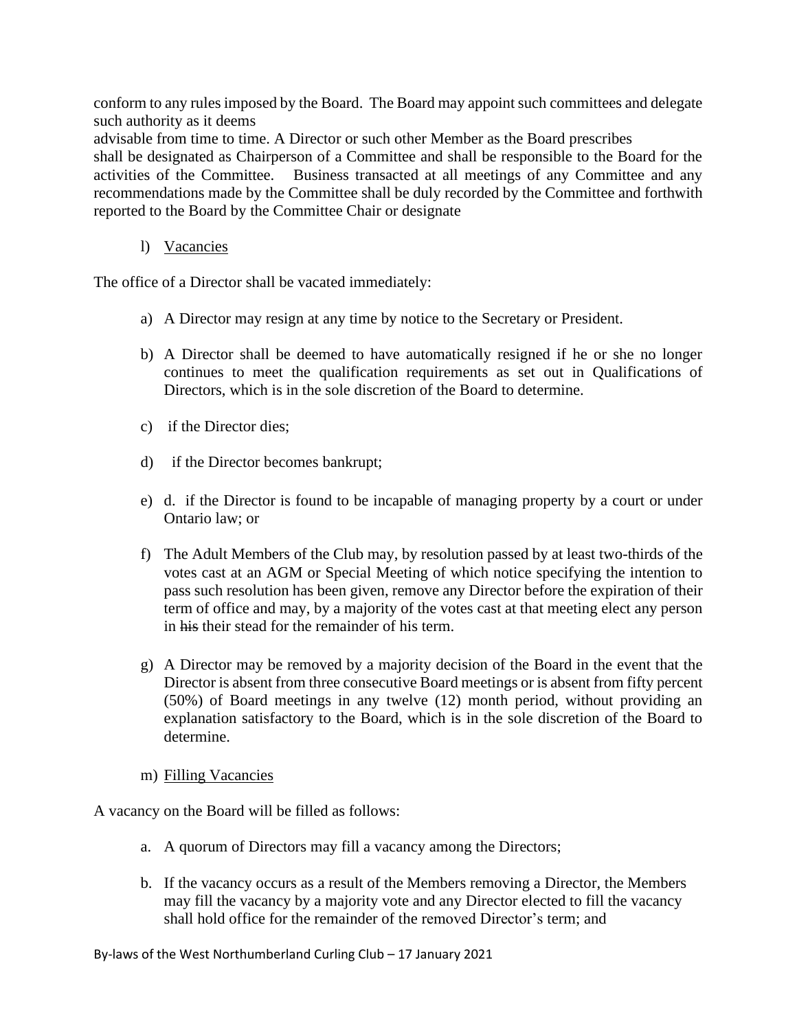conform to any rules imposed by the Board. The Board may appoint such committees and delegate such authority as it deems
advisable from time to time. A Director or such other Member as the Board prescribes
shall be designated as Chairperson of a Committee and shall be responsible to the Board for the activities of the Committee. Business transacted at all meetings of any Committee and any recommendations made by the Committee shall be duly recorded by the Committee and forthwith reported to the Board by the Committee Chair or designate

l) <u>Vacancies</u>

The office of a Director shall be vacated immediately:

a) A Director may resign at any time by notice to the Secretary or President.

b) A Director shall be deemed to have automatically resigned if he or she no longer continues to meet the qualification requirements as set out in Qualifications of Directors, which is in the sole discretion of the Board to determine.

c) if the Director dies;

d) if the Director becomes bankrupt;

e) d. if the Director is found to be incapable of managing property by a court or under Ontario law; or

f) The Adult Members of the Club may, by resolution passed by at least two-thirds of the votes cast at an AGM or Special Meeting of which notice specifying the intention to pass such resolution has been given, remove any Director before the expiration of their term of office and may, by a majority of the votes cast at that meeting elect any person in ~~his~~ their stead for the remainder of his term.

g) A Director may be removed by a majority decision of the Board in the event that the Director is absent from three consecutive Board meetings or is absent from fifty percent (50%) of Board meetings in any twelve (12) month period, without providing an explanation satisfactory to the Board, which is in the sole discretion of the Board to determine.

m) <u>Filling Vacancies</u>

A vacancy on the Board will be filled as follows:

a. A quorum of Directors may fill a vacancy among the Directors;

b. If the vacancy occurs as a result of the Members removing a Director, the Members may fill the vacancy by a majority vote and any Director elected to fill the vacancy shall hold office for the remainder of the removed Director's term; and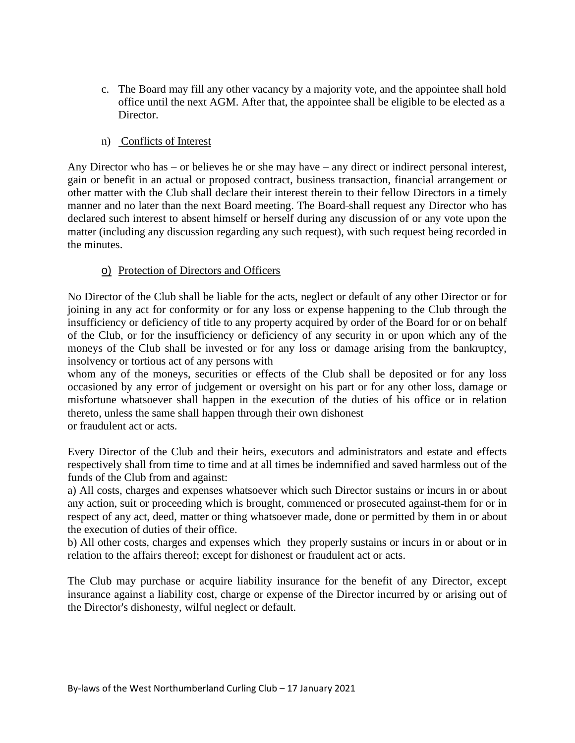c. The Board may fill any other vacancy by a majority vote, and the appointee shall hold office until the next AGM. After that, the appointee shall be eligible to be elected as a Director.

n) Conflicts of Interest

Any Director who has – or believes he or she may have – any direct or indirect personal interest, gain or benefit in an actual or proposed contract, business transaction, financial arrangement or other matter with the Club shall declare their interest therein to their fellow Directors in a timely manner and no later than the next Board meeting. The Board shall request any Director who has declared such interest to absent himself or herself during any discussion of or any vote upon the matter (including any discussion regarding any such request), with such request being recorded in the minutes.

o) Protection of Directors and Officers

No Director of the Club shall be liable for the acts, neglect or default of any other Director or for joining in any act for conformity or for any loss or expense happening to the Club through the insufficiency or deficiency of title to any property acquired by order of the Board for or on behalf of the Club, or for the insufficiency or deficiency of any security in or upon which any of the moneys of the Club shall be invested or for any loss or damage arising from the bankruptcy, insolvency or tortious act of any persons with whom any of the moneys, securities or effects of the Club shall be deposited or for any loss occasioned by any error of judgement or oversight on his part or for any other loss, damage or misfortune whatsoever shall happen in the execution of the duties of his office or in relation thereto, unless the same shall happen through their own dishonest or fraudulent act or acts.

Every Director of the Club and their heirs, executors and administrators and estate and effects respectively shall from time to time and at all times be indemnified and saved harmless out of the funds of the Club from and against:

a) All costs, charges and expenses whatsoever which such Director sustains or incurs in or about any action, suit or proceeding which is brought, commenced or prosecuted against them for or in respect of any act, deed, matter or thing whatsoever made, done or permitted by them in or about the execution of duties of their office.

b) All other costs, charges and expenses which they properly sustains or incurs in or about or in relation to the affairs thereof; except for dishonest or fraudulent act or acts.

The Club may purchase or acquire liability insurance for the benefit of any Director, except insurance against a liability cost, charge or expense of the Director incurred by or arising out of the Director's dishonesty, wilful neglect or default.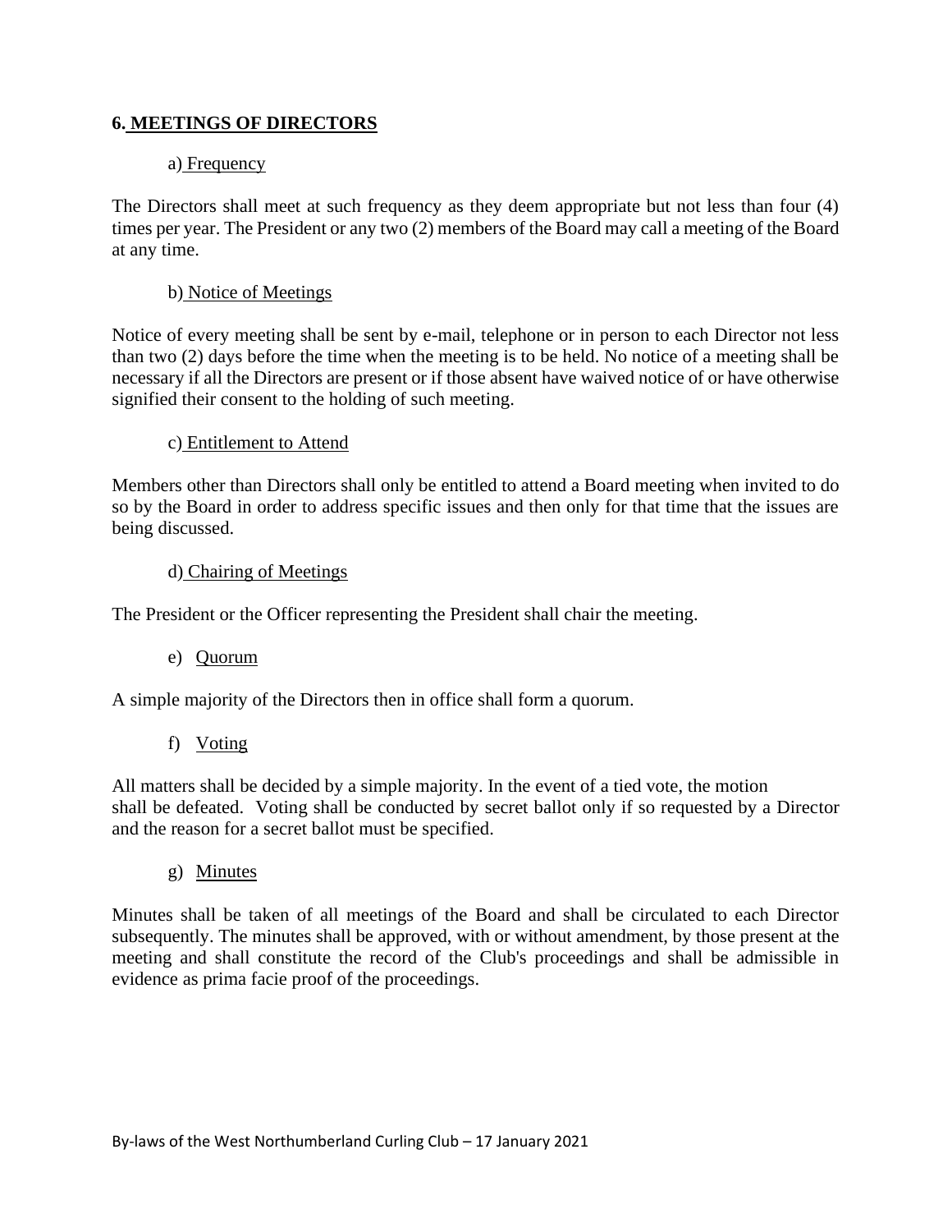## 6. MEETINGS OF DIRECTORS

### a) Frequency

The Directors shall meet at such frequency as they deem appropriate but not less than four (4) times per year. The President or any two (2) members of the Board may call a meeting of the Board at any time.

### b) Notice of Meetings

Notice of every meeting shall be sent by e-mail, telephone or in person to each Director not less than two (2) days before the time when the meeting is to be held. No notice of a meeting shall be necessary if all the Directors are present or if those absent have waived notice of or have otherwise signified their consent to the holding of such meeting.

### c) Entitlement to Attend

Members other than Directors shall only be entitled to attend a Board meeting when invited to do so by the Board in order to address specific issues and then only for that time that the issues are being discussed.

### d) Chairing of Meetings

The President or the Officer representing the President shall chair the meeting.

### e) Quorum

A simple majority of the Directors then in office shall form a quorum.

### f) Voting

All matters shall be decided by a simple majority. In the event of a tied vote, the motion shall be defeated. Voting shall be conducted by secret ballot only if so requested by a Director and the reason for a secret ballot must be specified.

### g) Minutes

Minutes shall be taken of all meetings of the Board and shall be circulated to each Director subsequently. The minutes shall be approved, with or without amendment, by those present at the meeting and shall constitute the record of the Club's proceedings and shall be admissible in evidence as prima facie proof of the proceedings.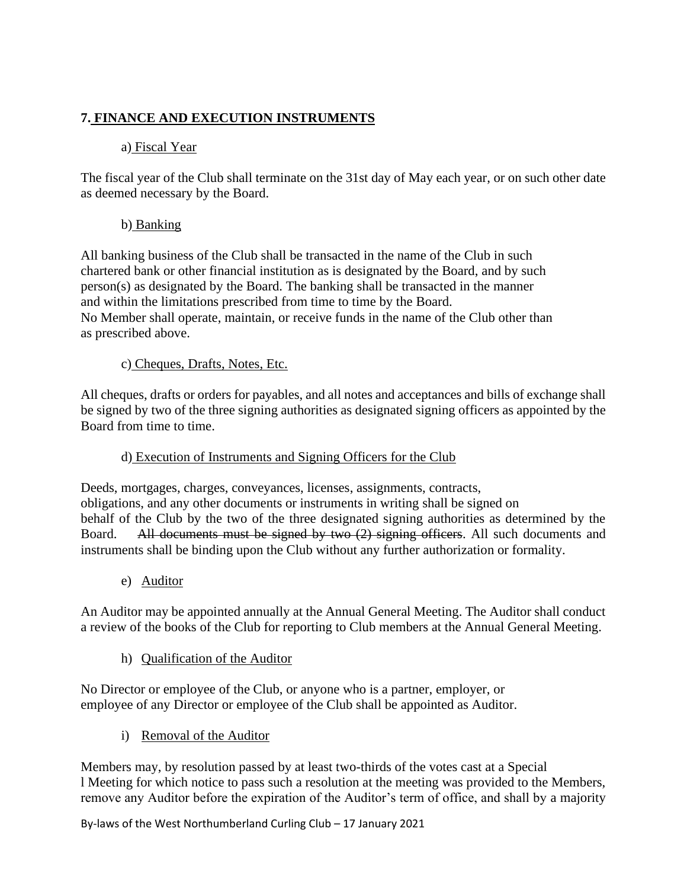## 7. FINANCE AND EXECUTION INSTRUMENTS

### a) Fiscal Year

The fiscal year of the Club shall terminate on the 31st day of May each year, or on such other date as deemed necessary by the Board.

### b) Banking

All banking business of the Club shall be transacted in the name of the Club in such chartered bank or other financial institution as is designated by the Board, and by such person(s) as designated by the Board. The banking shall be transacted in the manner and within the limitations prescribed from time to time by the Board.
No Member shall operate, maintain, or receive funds in the name of the Club other than as prescribed above.

### c) Cheques, Drafts, Notes, Etc.

All cheques, drafts or orders for payables, and all notes and acceptances and bills of exchange shall be signed by two of the three signing authorities as designated signing officers as appointed by the Board from time to time.

### d) Execution of Instruments and Signing Officers for the Club

Deeds, mortgages, charges, conveyances, licenses, assignments, contracts, obligations, and any other documents or instruments in writing shall be signed on behalf of the Club by the two of the three designated signing authorities as determined by the Board. ~~All documents must be signed by two (2) signing officers~~. All such documents and instruments shall be binding upon the Club without any further authorization or formality.

### e) Auditor

An Auditor may be appointed annually at the Annual General Meeting. The Auditor shall conduct a review of the books of the Club for reporting to Club members at the Annual General Meeting.

### h) Qualification of the Auditor

No Director or employee of the Club, or anyone who is a partner, employer, or employee of any Director or employee of the Club shall be appointed as Auditor.

### i) Removal of the Auditor

Members may, by resolution passed by at least two-thirds of the votes cast at a Special l Meeting for which notice to pass such a resolution at the meeting was provided to the Members, remove any Auditor before the expiration of the Auditor's term of office, and shall by a majority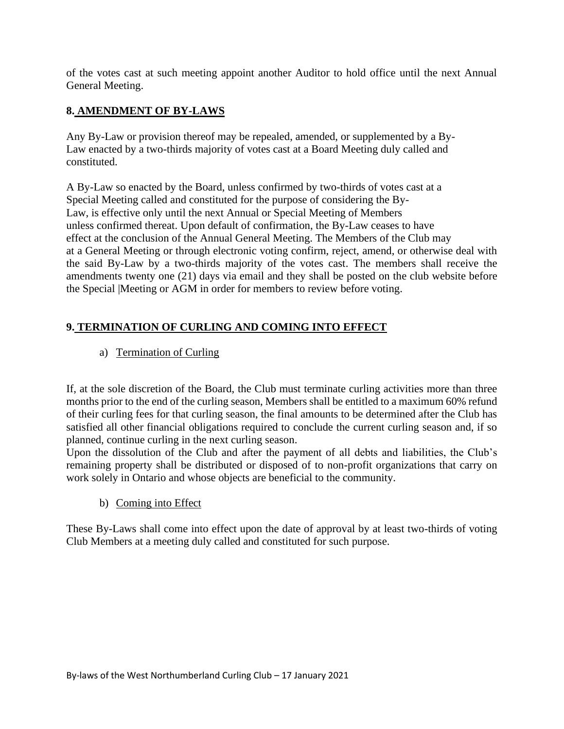of the votes cast at such meeting appoint another Auditor to hold office until the next Annual General Meeting.

## **8. AMENDMENT OF BY-LAWS**

Any By-Law or provision thereof may be repealed, amended, or supplemented by a By-Law enacted by a two-thirds majority of votes cast at a Board Meeting duly called and constituted.

A By-Law so enacted by the Board, unless confirmed by two-thirds of votes cast at a Special Meeting called and constituted for the purpose of considering the By-Law, is effective only until the next Annual or Special Meeting of Members unless confirmed thereat. Upon default of confirmation, the By-Law ceases to have effect at the conclusion of the Annual General Meeting. The Members of the Club may at a General Meeting or through electronic voting confirm, reject, amend, or otherwise deal with the said By-Law by a two-thirds majority of the votes cast. The members shall receive the amendments twenty one (21) days via email and they shall be posted on the club website before the Special |Meeting or AGM in order for members to review before voting.

## **9. TERMINATION OF CURLING AND COMING INTO EFFECT**

a) Termination of Curling

If, at the sole discretion of the Board, the Club must terminate curling activities more than three months prior to the end of the curling season, Members shall be entitled to a maximum 60% refund of their curling fees for that curling season, the final amounts to be determined after the Club has satisfied all other financial obligations required to conclude the current curling season and, if so planned, continue curling in the next curling season.
Upon the dissolution of the Club and after the payment of all debts and liabilities, the Club's remaining property shall be distributed or disposed of to non-profit organizations that carry on work solely in Ontario and whose objects are beneficial to the community.

b) Coming into Effect

These By-Laws shall come into effect upon the date of approval by at least two-thirds of voting Club Members at a meeting duly called and constituted for such purpose.